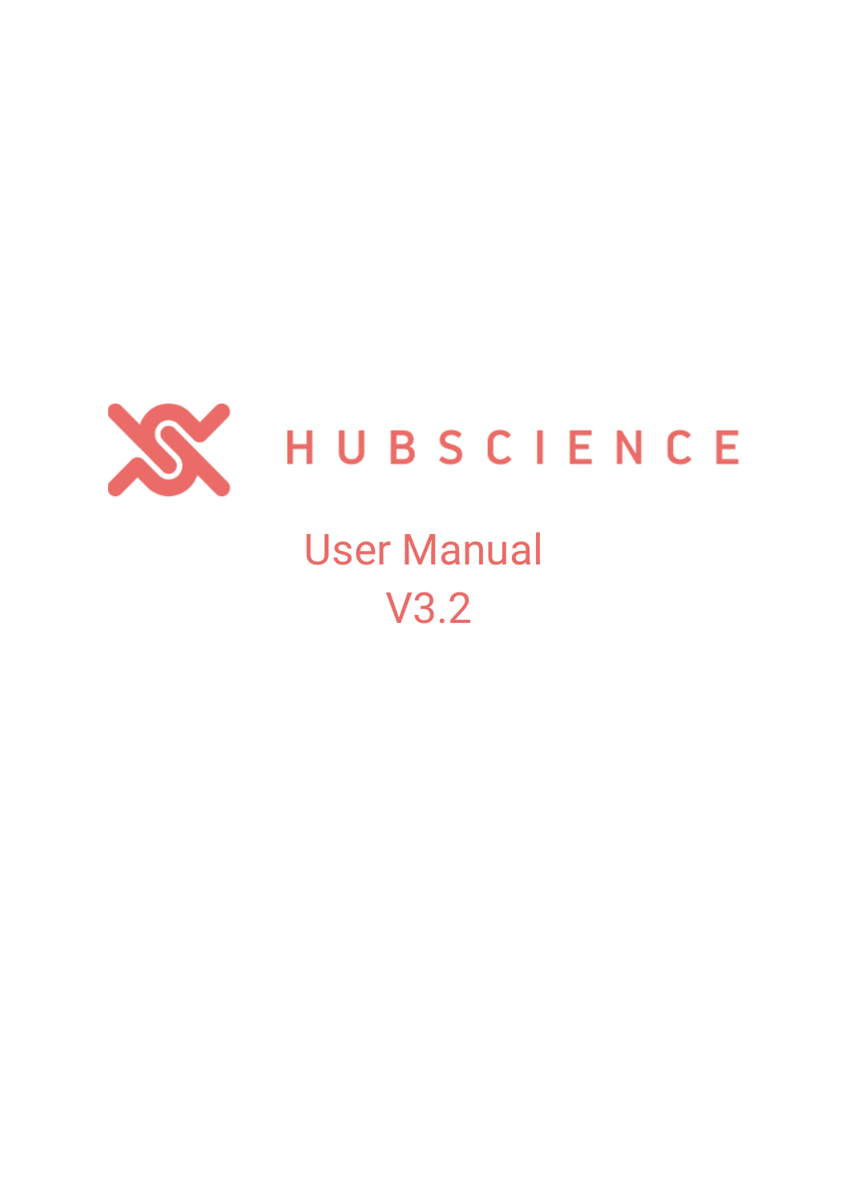# HUBSCIENCE

## User Manual

## V3.2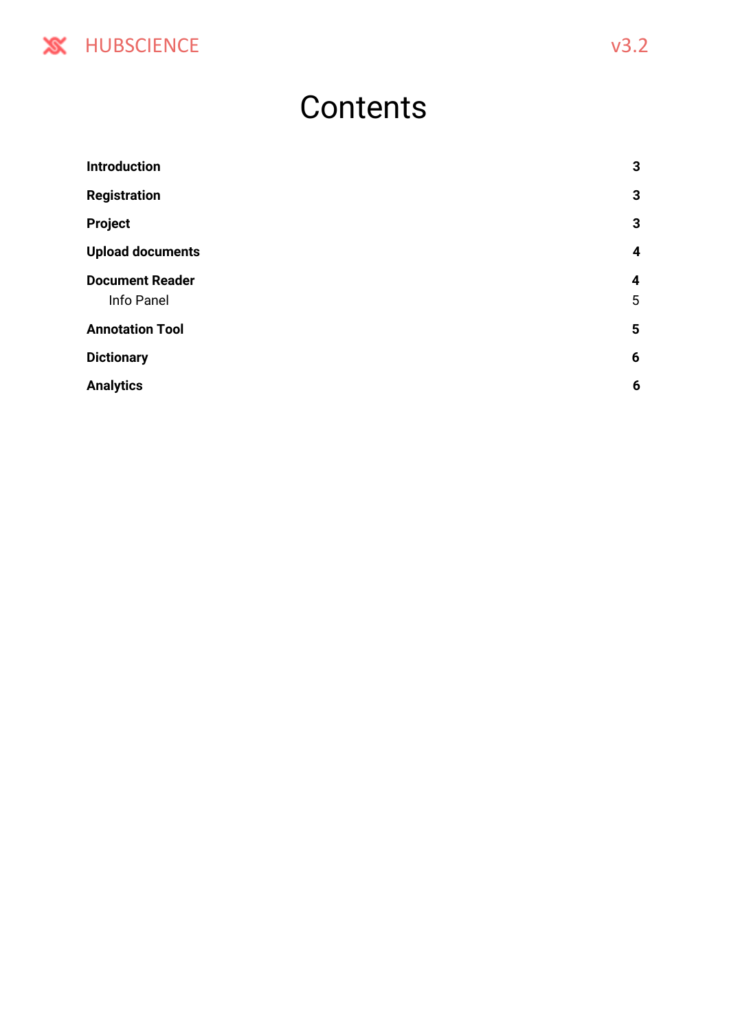# Contents

| | |
|---|---|
| **Introduction** | **3** |
| **Registration** | **3** |
| **Project** | **3** |
| **Upload documents** | **4** |
| **Document Reader** | **4** |
| Info Panel | 5 |
| **Annotation Tool** | **5** |
| **Dictionary** | **6** |
| **Analytics** | **6** |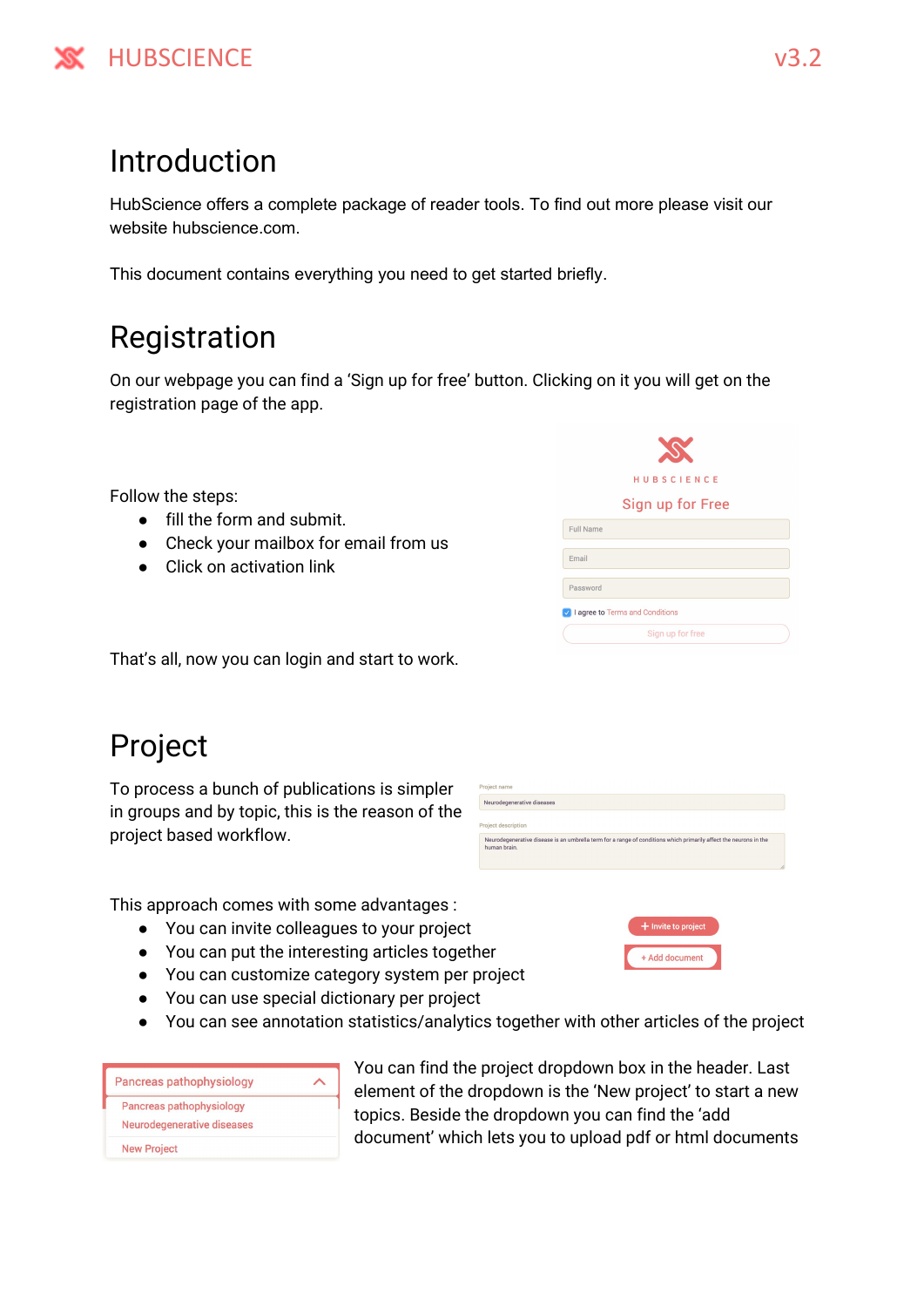# Introduction

HubScience offers a complete package of reader tools. To find out more please visit our website hubscience.com.

This document contains everything you need to get started briefly.

# Registration

On our webpage you can find a 'Sign up for free' button. Clicking on it you will get on the registration page of the app.

Follow the steps:

- fill the form and submit.
- Check your mailbox for email from us
- Click on activation link

That's all, now you can login and start to work.

# Project

To process a bunch of publications is simpler in groups and by topic, this is the reason of the project based workflow.

This approach comes with some advantages :

- You can invite colleagues to your project
- You can put the interesting articles together
- You can customize category system per project
- You can use special dictionary per project
- You can see annotation statistics/analytics together with other articles of the project

You can find the project dropdown box in the header. Last element of the dropdown is the 'New project' to start a new topics. Beside the dropdown you can find the 'add document' which lets you to upload pdf or html documents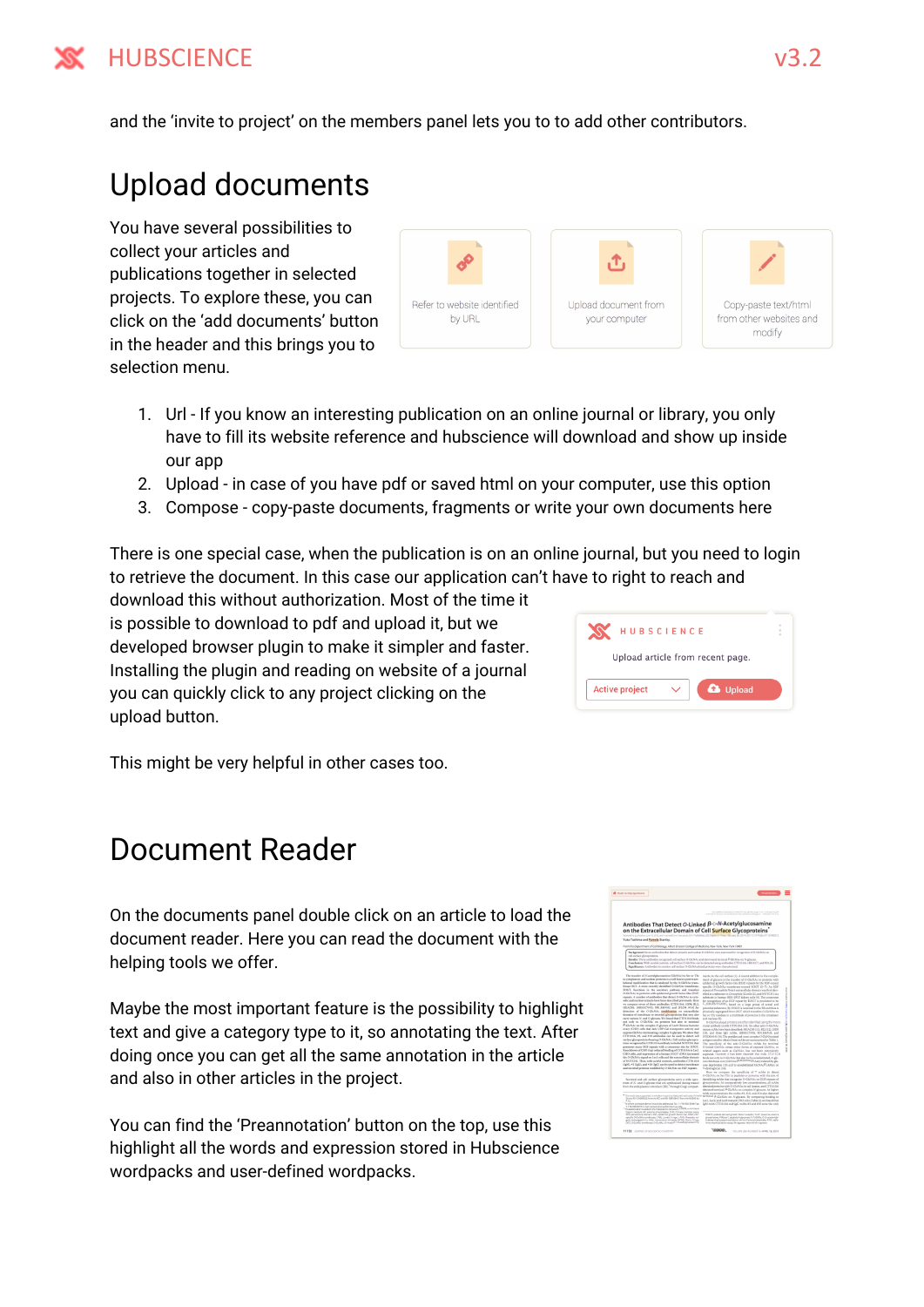and the 'invite to project' on the members panel lets you to to add other contributors.

# Upload documents

You have several possibilities to collect your articles and publications together in selected projects. To explore these, you can click on the 'add documents' button in the header and this brings you to selection menu.

Refer to website identified by URL

Upload document from your computer

Copy-paste text/html from other websites and modify

1. Url - If you know an interesting publication on an online journal or library, you only have to fill its website reference and hubscience will download and show up inside our app
2. Upload - in case of you have pdf or saved html on your computer, use this option
3. Compose - copy-paste documents, fragments or write your own documents here

There is one special case, when the publication is on an online journal, but you need to login to retrieve the document. In this case our application can't have to right to reach and download this without authorization. Most of the time it is possible to download to pdf and upload it, but we developed browser plugin to make it simpler and faster. Installing the plugin and reading on website of a journal you can quickly click to any project clicking on the upload button.

HUBSCIENCE

Upload article from recent page.

Active project | Upload

This might be very helpful in other cases too.

# Document Reader

On the documents panel double click on an article to load the document reader. Here you can read the document with the helping tools we offer.

Maybe the most important feature is the possibility to highlight text and give a category type to it, so annotating the text. After doing once you can get all the same annotation in the article and also in other articles in the project.

You can find the 'Preannotation' button on the top, use this highlight all the words and expression stored in Hubscience wordpacks and user-defined wordpacks.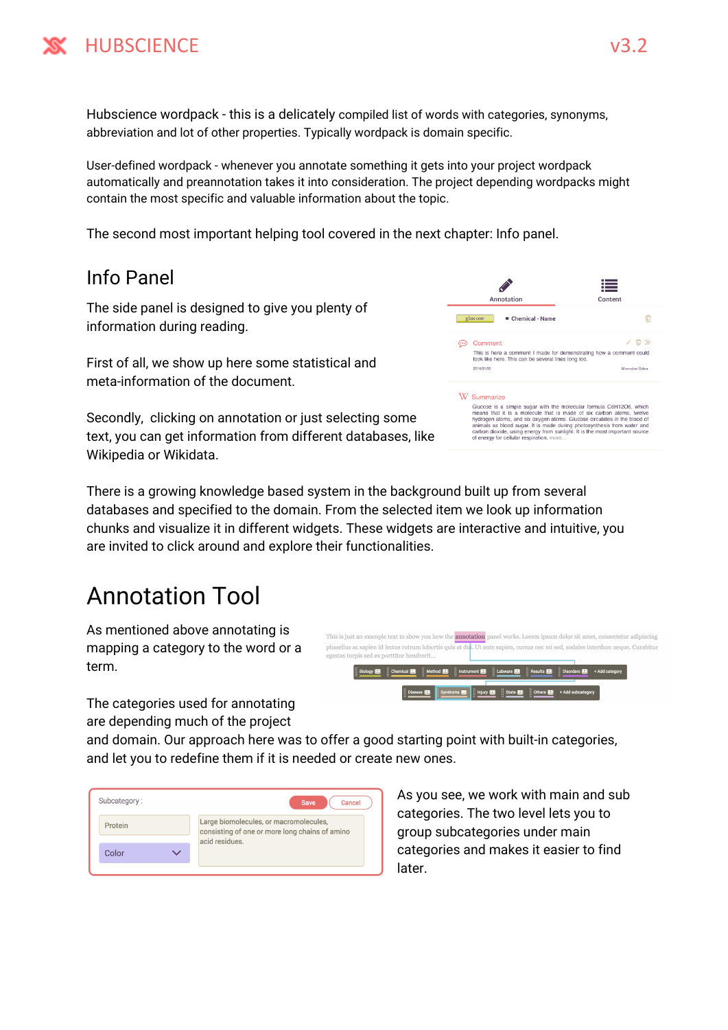Hubscience wordpack - this is a delicately compiled list of words with categories, synonyms, abbreviation and lot of other properties. Typically wordpack is domain specific.

User-defined wordpack - whenever you annotate something it gets into your project wordpack automatically and preannotation takes it into consideration. The project depending wordpacks might contain the most specific and valuable information about the topic.

The second most important helping tool covered in the next chapter: Info panel.

## Info Panel

The side panel is designed to give you plenty of information during reading.

First of all, we show up here some statistical and meta-information of the document.

Secondly, clicking on annotation or just selecting some text, you can get information from different databases, like Wikipedia or Wikidata.

There is a growing knowledge based system in the background built up from several databases and specified to the domain. From the selected item we look up information chunks and visualize it in different widgets. These widgets are interactive and intuitive, you are invited to click around and explore their functionalities.

# Annotation Tool

As mentioned above annotating is mapping a category to the word or a term.

The categories used for annotating are depending much of the project and domain. Our approach here was to offer a good starting point with built-in categories, and let you to redefine them if it is needed or create new ones.

As you see, we work with main and sub categories. The two level lets you to group subcategories under main categories and makes it easier to find later.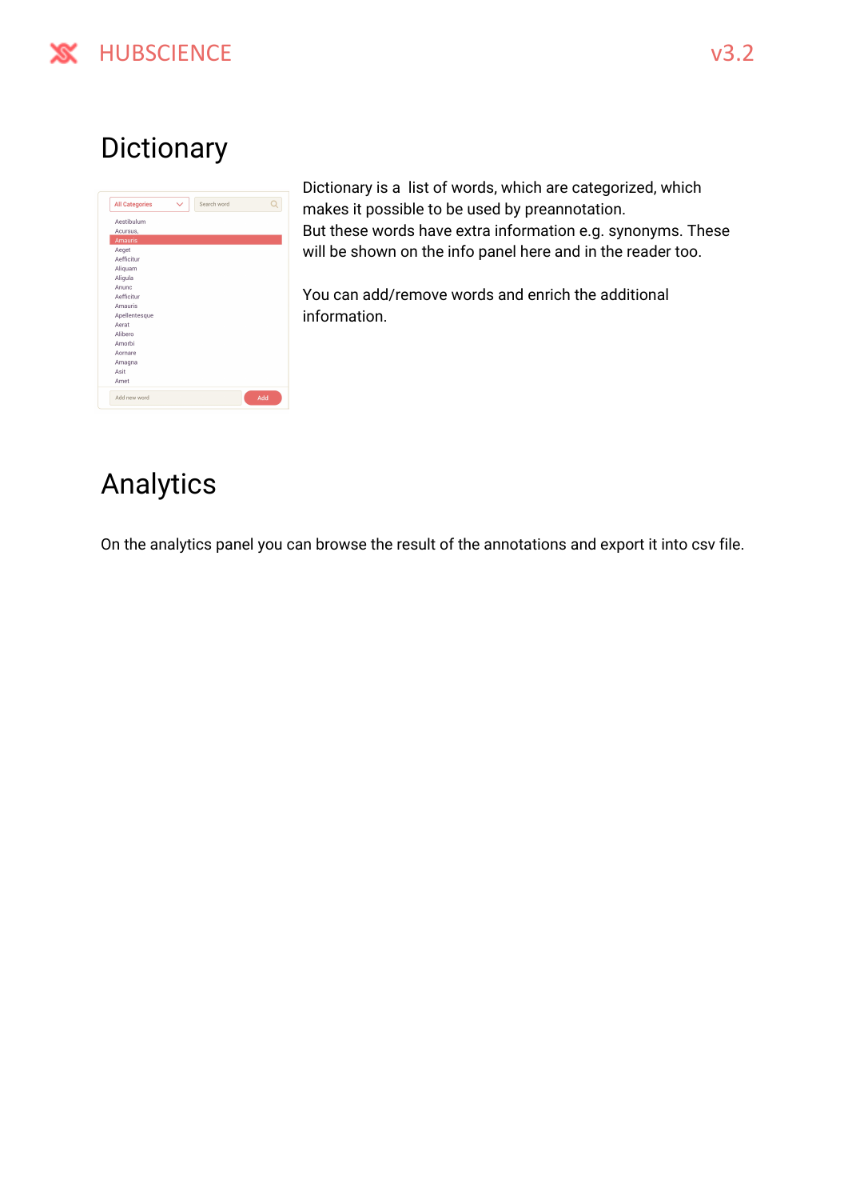# Dictionary

Dictionary is a list of words, which are categorized, which makes it possible to be used by preannotation.
But these words have extra information e.g. synonyms. These will be shown on the info panel here and in the reader too.

You can add/remove words and enrich the additional information.

# Analytics

On the analytics panel you can browse the result of the annotations and export it into csv file.